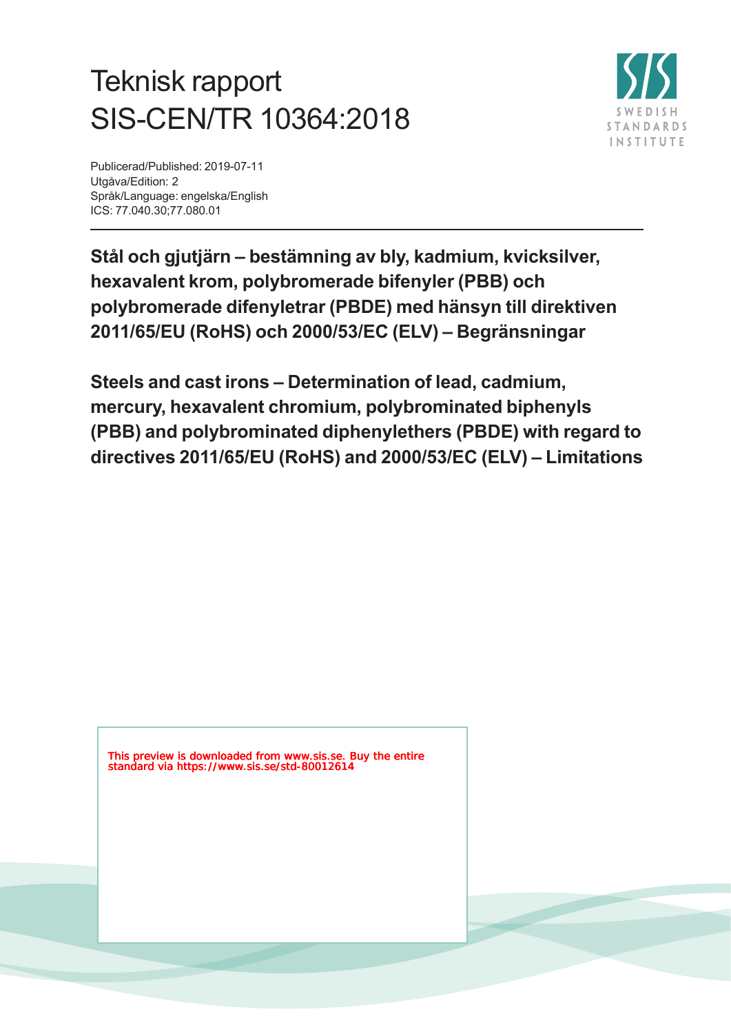# Teknisk rapport
# SIS-CEN/TR 10364:2018

SWEDISH STANDARDS INSTITUTE

Publicerad/Published: 2019-07-11
Utgåva/Edition: 2
Språk/Language: engelska/English
ICS: 77.040.30;77.080.01

---

**Stål och gjutjärn – bestämning av bly, kadmium, kvicksilver, hexavalent krom, polybromerade bifenyler (PBB) och polybromerade difenyletrar (PBDE) med hänsyn till direktiven 2011/65/EU (RoHS) och 2000/53/EC (ELV) – Begränsningar**

**Steels and cast irons – Determination of lead, cadmium, mercury, hexavalent chromium, polybrominated biphenyls (PBB) and polybrominated diphenylethers (PBDE) with regard to directives 2011/65/EU (RoHS) and 2000/53/EC (ELV) – Limitations**

This preview is downloaded from www.sis.se. Buy the entire standard via https://www.sis.se/std-80012614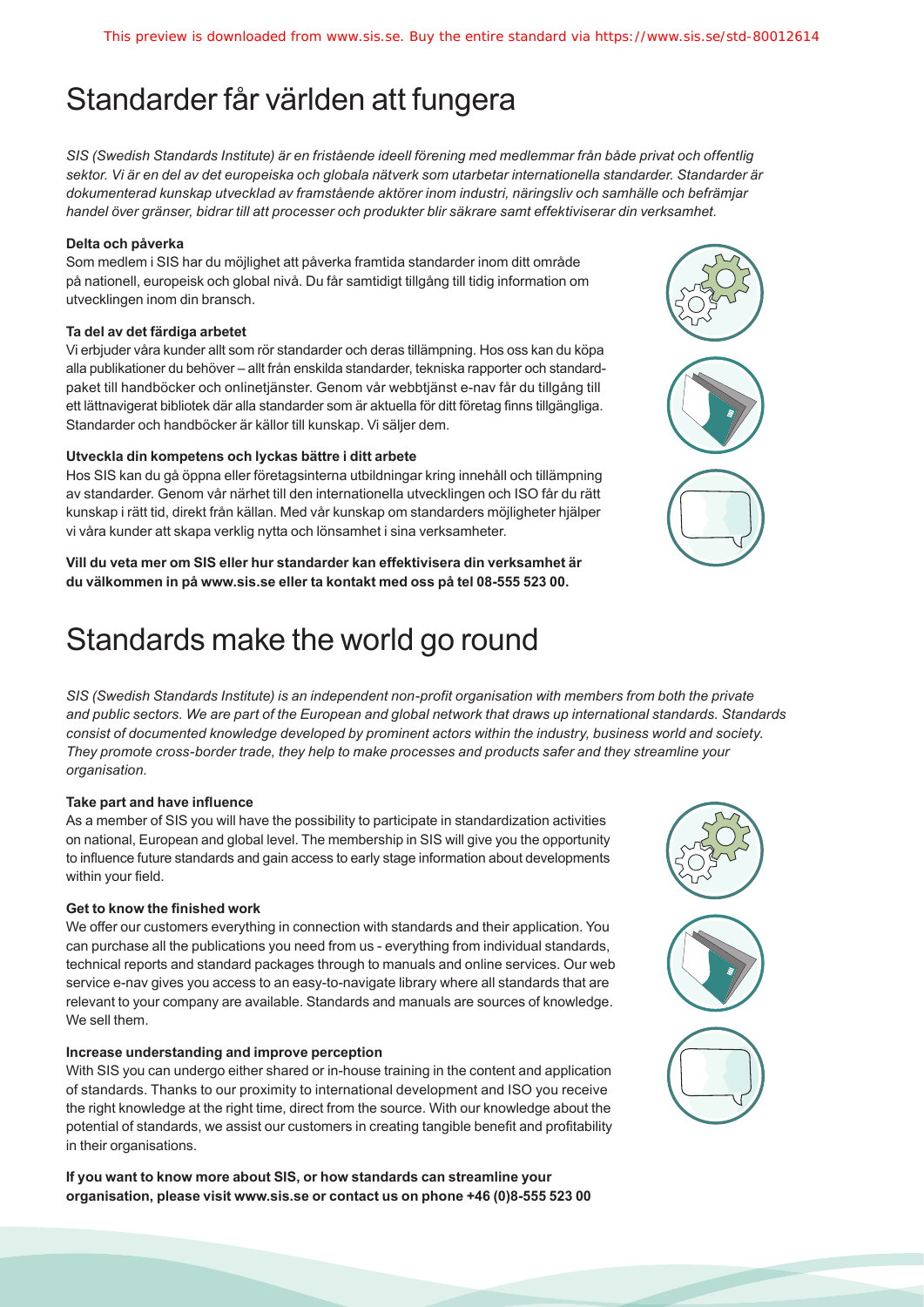# Standarder får världen att fungera

*SIS (Swedish Standards Institute) är en fristående ideell förening med medlemmar från både privat och offentlig sektor. Vi är en del av det europeiska och globala nätverk som utarbetar internationella standarder. Standarder är dokumenterad kunskap utvecklad av framstående aktörer inom industri, näringsliv och samhälle och befrämjar handel över gränser, bidrar till att processer och produkter blir säkrare samt effektiviserar din verksamhet.*

**Delta och påverka**

Som medlem i SIS har du möjlighet att påverka framtida standarder inom ditt område på nationell, europeisk och global nivå. Du får samtidigt tillgång till tidig information om utvecklingen inom din bransch.

**Ta del av det färdiga arbetet**

Vi erbjuder våra kunder allt som rör standarder och deras tillämpning. Hos oss kan du köpa alla publikationer du behöver – allt från enskilda standarder, tekniska rapporter och standardpaket till handböcker och onlinetjänster. Genom vår webbtjänst e-nav får du tillgång till ett lättnavigerat bibliotek där alla standarder som är aktuella för ditt företag finns tillgängliga. Standarder och handböcker är källor till kunskap. Vi säljer dem.

**Utveckla din kompetens och lyckas bättre i ditt arbete**

Hos SIS kan du gå öppna eller företagsinterna utbildningar kring innehåll och tillämpning av standarder. Genom vår närhet till den internationella utvecklingen och ISO får du rätt kunskap i rätt tid, direkt från källan. Med vår kunskap om standarders möjligheter hjälper vi våra kunder att skapa verklig nytta och lönsamhet i sina verksamheter.

**Vill du veta mer om SIS eller hur standarder kan effektivisera din verksamhet är du välkommen in på www.sis.se eller ta kontakt med oss på tel 08-555 523 00.**

# Standards make the world go round

*SIS (Swedish Standards Institute) is an independent non-profit organisation with members from both the private and public sectors. We are part of the European and global network that draws up international standards. Standards consist of documented knowledge developed by prominent actors within the industry, business world and society. They promote cross-border trade, they help to make processes and products safer and they streamline your organisation.*

**Take part and have influence**

As a member of SIS you will have the possibility to participate in standardization activities on national, European and global level. The membership in SIS will give you the opportunity to influence future standards and gain access to early stage information about developments within your field.

**Get to know the finished work**

We offer our customers everything in connection with standards and their application. You can purchase all the publications you need from us - everything from individual standards, technical reports and standard packages through to manuals and online services. Our web service e-nav gives you access to an easy-to-navigate library where all standards that are relevant to your company are available. Standards and manuals are sources of knowledge. We sell them.

**Increase understanding and improve perception**

With SIS you can undergo either shared or in-house training in the content and application of standards. Thanks to our proximity to international development and ISO you receive the right knowledge at the right time, direct from the source. With our knowledge about the potential of standards, we assist our customers in creating tangible benefit and profitability in their organisations.

**If you want to know more about SIS, or how standards can streamline your organisation, please visit www.sis.se or contact us on phone +46 (0)8-555 523 00**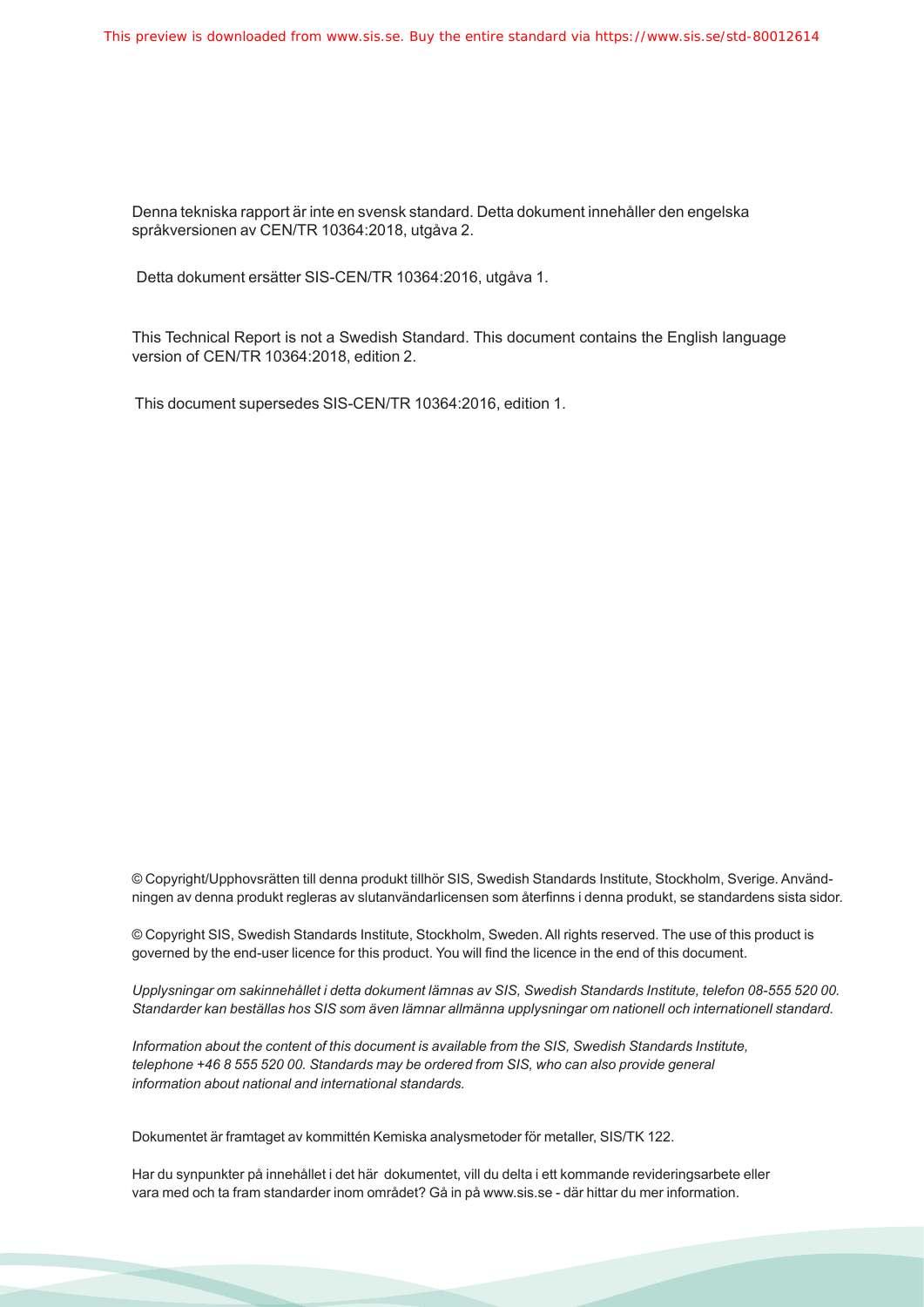Denna tekniska rapport är inte en svensk standard. Detta dokument innehåller den engelska språkversionen av CEN/TR 10364:2018, utgåva 2.

Detta dokument ersätter SIS-CEN/TR 10364:2016, utgåva 1.

This Technical Report is not a Swedish Standard. This document contains the English language version of CEN/TR 10364:2018, edition 2.

This document supersedes SIS-CEN/TR 10364:2016, edition 1.

© Copyright/Upphovsrätten till denna produkt tillhör SIS, Swedish Standards Institute, Stockholm, Sverige. Användningen av denna produkt regleras av slutanvändarlicensen som återfinns i denna produkt, se standardens sista sidor.

© Copyright SIS, Swedish Standards Institute, Stockholm, Sweden. All rights reserved. The use of this product is governed by the end-user licence for this product. You will find the licence in the end of this document.

*Upplysningar om sakinnehållet i detta dokument lämnas av SIS, Swedish Standards Institute, telefon 08-555 520 00. Standarder kan beställas hos SIS som även lämnar allmänna upplysningar om nationell och internationell standard.*

*Information about the content of this document is available from the SIS, Swedish Standards Institute, telephone +46 8 555 520 00. Standards may be ordered from SIS, who can also provide general information about national and international standards.*

Dokumentet är framtaget av kommittén Kemiska analysmetoder för metaller, SIS/TK 122.

Har du synpunkter på innehållet i det här dokumentet, vill du delta i ett kommande revideringsarbete eller vara med och ta fram standarder inom området? Gå in på www.sis.se - där hittar du mer information.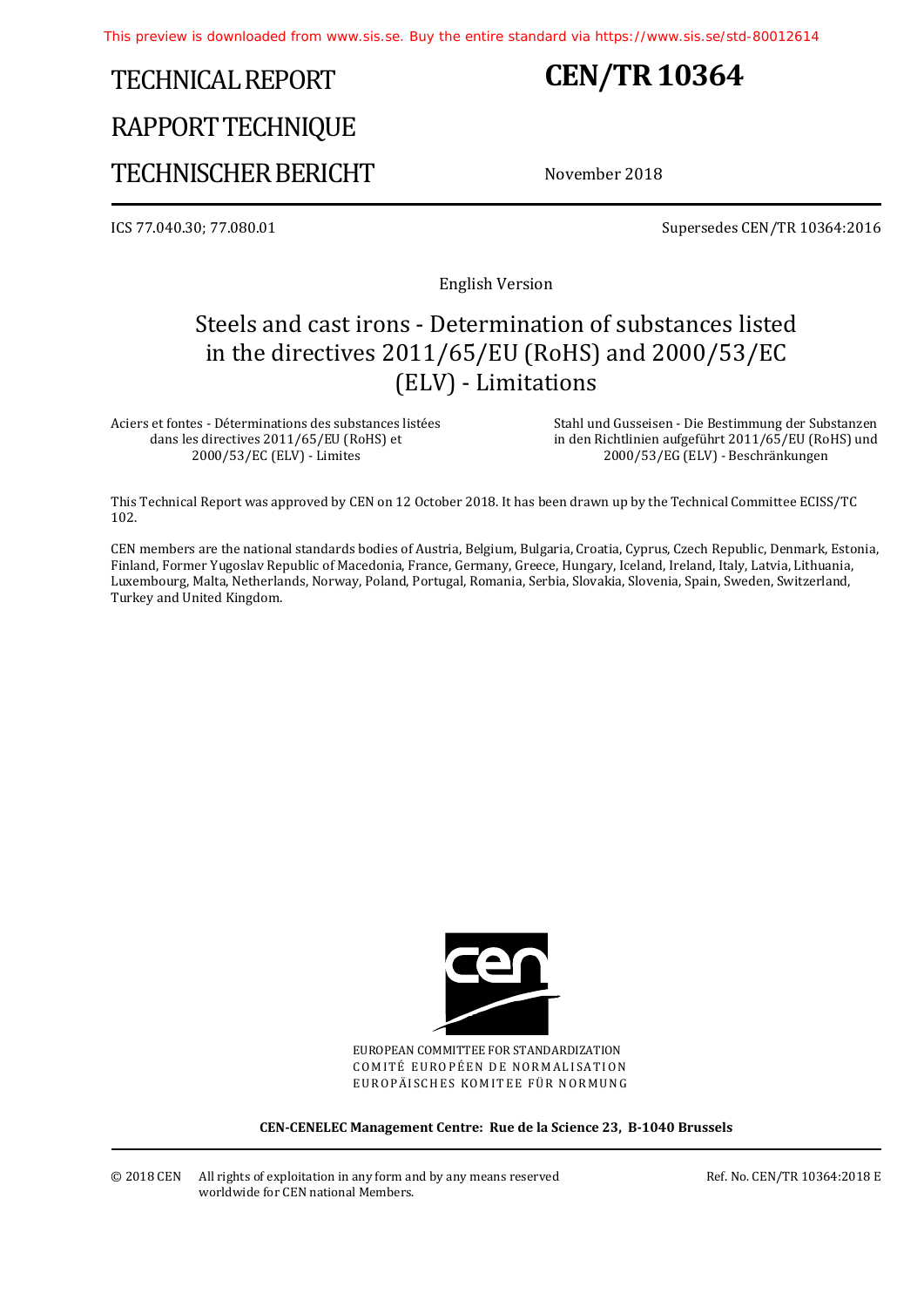This preview is downloaded from www.sis.se. Buy the entire standard via https://www.sis.se/std-80012614

# TECHNICAL REPORT
# RAPPORT TECHNIQUE
# TECHNISCHER BERICHT

**CEN/TR 10364**

November 2018

ICS 77.040.30; 77.080.01

Supersedes CEN/TR 10364:2016

English Version

## Steels and cast irons - Determination of substances listed in the directives 2011/65/EU (RoHS) and 2000/53/EC (ELV) - Limitations

Aciers et fontes - Déterminations des substances listées dans les directives 2011/65/EU (RoHS) et 2000/53/EC (ELV) - Limites

Stahl und Gusseisen - Die Bestimmung der Substanzen in den Richtlinien aufgeführt 2011/65/EU (RoHS) und 2000/53/EG (ELV) - Beschränkungen

This Technical Report was approved by CEN on 12 October 2018. It has been drawn up by the Technical Committee ECISS/TC 102.

CEN members are the national standards bodies of Austria, Belgium, Bulgaria, Croatia, Cyprus, Czech Republic, Denmark, Estonia, Finland, Former Yugoslav Republic of Macedonia, France, Germany, Greece, Hungary, Iceland, Ireland, Italy, Latvia, Lithuania, Luxembourg, Malta, Netherlands, Norway, Poland, Portugal, Romania, Serbia, Slovakia, Slovenia, Spain, Sweden, Switzerland, Turkey and United Kingdom.

EUROPEAN COMMITTEE FOR STANDARDIZATION
COMITÉ EUROPÉEN DE NORMALISATION
EUROPÄISCHES KOMITEE FÜR NORMUNG

**CEN-CENELEC Management Centre: Rue de la Science 23, B-1040 Brussels**

© 2018 CEN All rights of exploitation in any form and by any means reserved worldwide for CEN national Members.

Ref. No. CEN/TR 10364:2018 E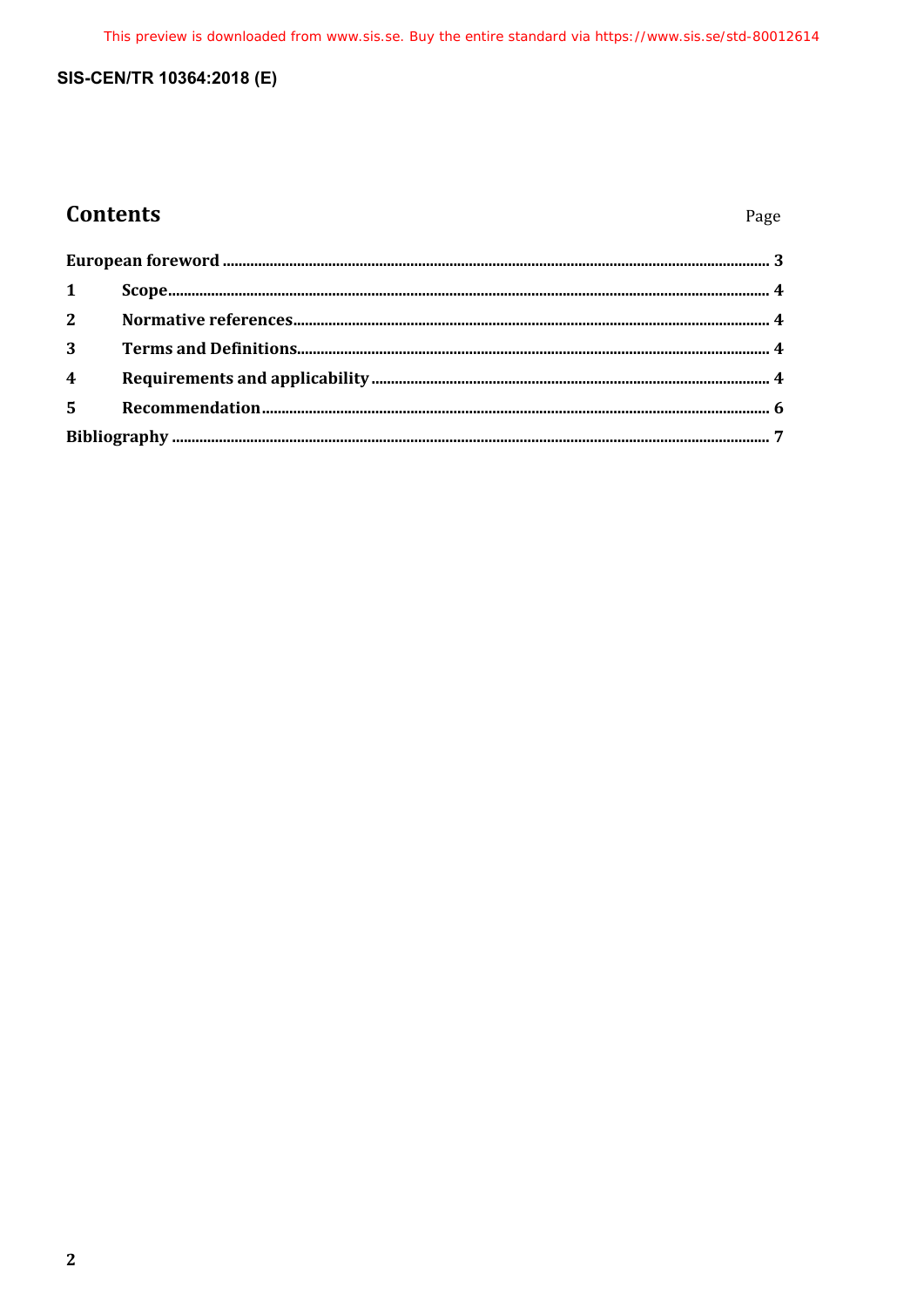# Contents

| | | Page |
|---|---|---|
| **European foreword** | | **3** |
| **1** | **Scope** | **4** |
| **2** | **Normative references** | **4** |
| **3** | **Terms and Definitions** | **4** |
| **4** | **Requirements and applicability** | **4** |
| **5** | **Recommendation** | **6** |
| **Bibliography** | | **7** |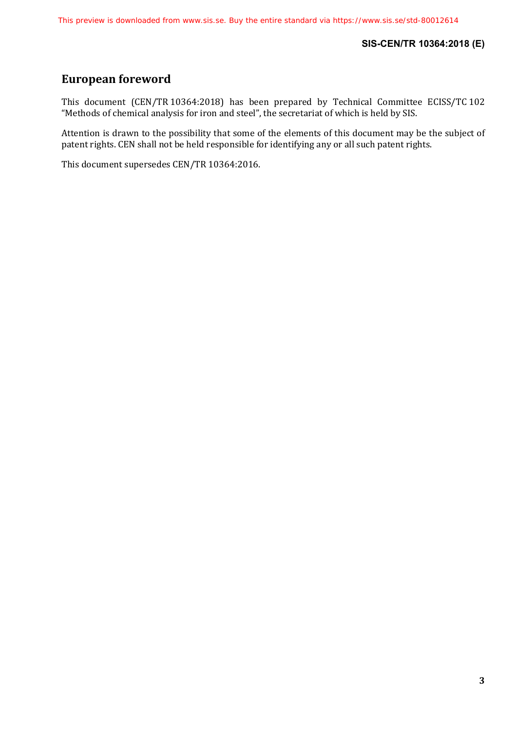# European foreword

This document (CEN/TR 10364:2018) has been prepared by Technical Committee ECISS/TC 102 “Methods of chemical analysis for iron and steel”, the secretariat of which is held by SIS.

Attention is drawn to the possibility that some of the elements of this document may be the subject of patent rights. CEN shall not be held responsible for identifying any or all such patent rights.

This document supersedes CEN/TR 10364:2016.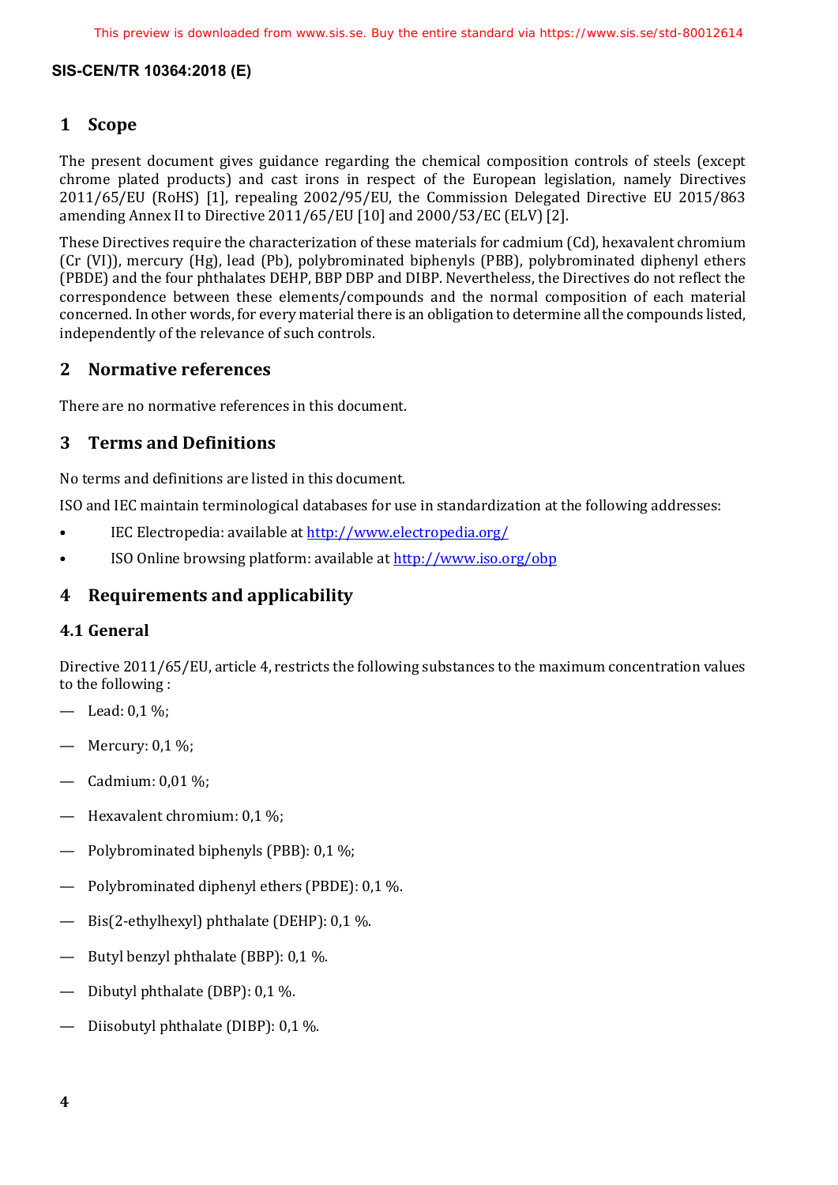## 1 Scope

The present document gives guidance regarding the chemical composition controls of steels (except chrome plated products) and cast irons in respect of the European legislation, namely Directives 2011/65/EU (RoHS) [1], repealing 2002/95/EU, the Commission Delegated Directive EU 2015/863 amending Annex II to Directive 2011/65/EU [10] and 2000/53/EC (ELV) [2].

These Directives require the characterization of these materials for cadmium (Cd), hexavalent chromium (Cr (VI)), mercury (Hg), lead (Pb), polybrominated biphenyls (PBB), polybrominated diphenyl ethers (PBDE) and the four phthalates DEHP, BBP DBP and DIBP. Nevertheless, the Directives do not reflect the correspondence between these elements/compounds and the normal composition of each material concerned. In other words, for every material there is an obligation to determine all the compounds listed, independently of the relevance of such controls.

## 2 Normative references

There are no normative references in this document.

## 3 Terms and Definitions

No terms and definitions are listed in this document.

ISO and IEC maintain terminological databases for use in standardization at the following addresses:

- IEC Electropedia: available at http://www.electropedia.org/
- ISO Online browsing platform: available at http://www.iso.org/obp

## 4 Requirements and applicability

### 4.1 General

Directive 2011/65/EU, article 4, restricts the following substances to the maximum concentration values to the following :

- Lead: 0,1 %;
- Mercury: 0,1 %;
- Cadmium: 0,01 %;
- Hexavalent chromium: 0,1 %;
- Polybrominated biphenyls (PBB): 0,1 %;
- Polybrominated diphenyl ethers (PBDE): 0,1 %.
- Bis(2-ethylhexyl) phthalate (DEHP): 0,1 %.
- Butyl benzyl phthalate (BBP): 0,1 %.
- Dibutyl phthalate (DBP): 0,1 %.
- Diisobutyl phthalate (DIBP): 0,1 %.